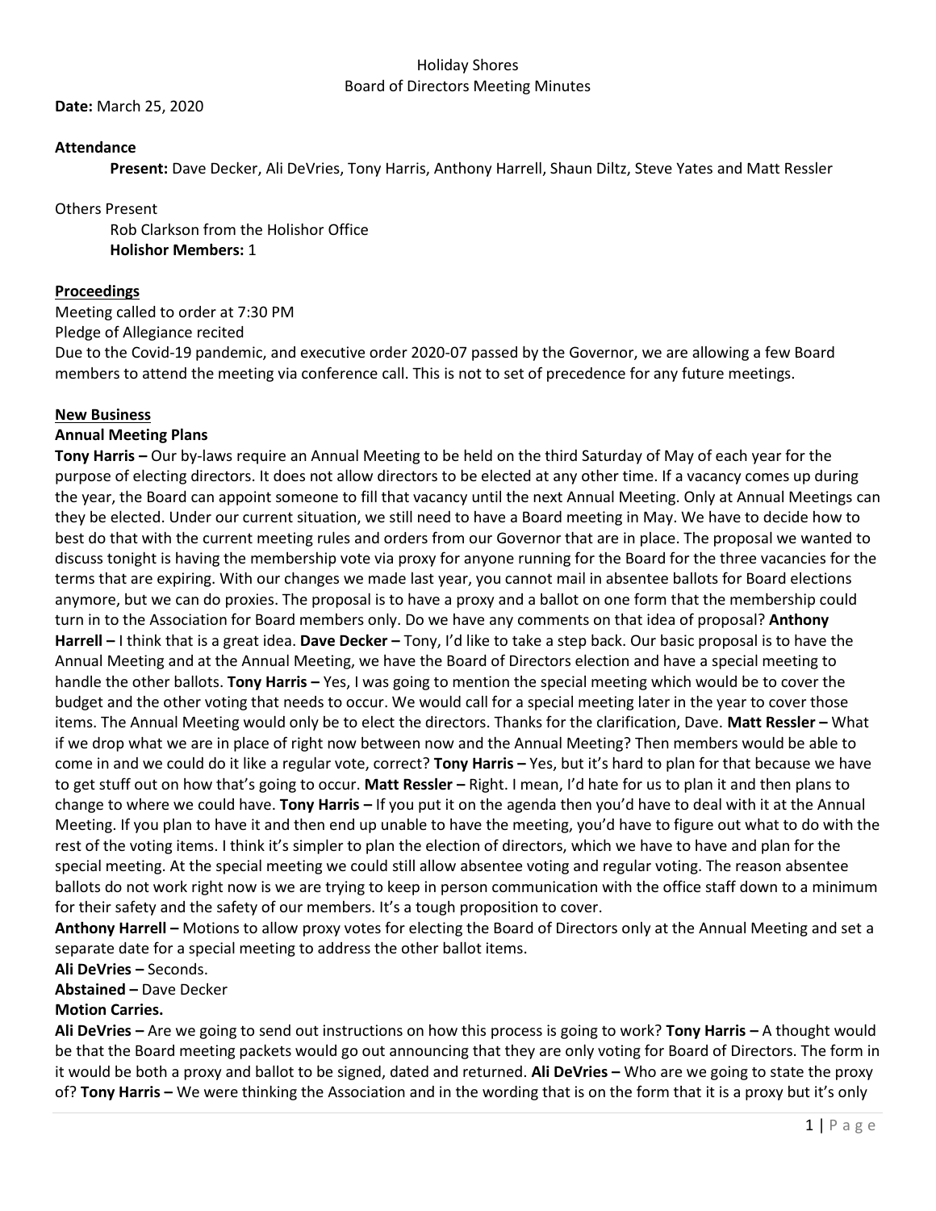Holiday Shores
Board of Directors Meeting Minutes

**Date:** March 25, 2020

**Attendance**

**Present:** Dave Decker, Ali DeVries, Tony Harris, Anthony Harrell, Shaun Diltz, Steve Yates and Matt Ressler

Others Present

Rob Clarkson from the Holishor Office

**Holishor Members:** 1

**Proceedings**

Meeting called to order at 7:30 PM

Pledge of Allegiance recited

Due to the Covid-19 pandemic, and executive order 2020-07 passed by the Governor, we are allowing a few Board members to attend the meeting via conference call. This is not to set of precedence for any future meetings.

**New Business**

**Annual Meeting Plans**

**Tony Harris –** Our by-laws require an Annual Meeting to be held on the third Saturday of May of each year for the purpose of electing directors. It does not allow directors to be elected at any other time. If a vacancy comes up during the year, the Board can appoint someone to fill that vacancy until the next Annual Meeting. Only at Annual Meetings can they be elected. Under our current situation, we still need to have a Board meeting in May. We have to decide how to best do that with the current meeting rules and orders from our Governor that are in place. The proposal we wanted to discuss tonight is having the membership vote via proxy for anyone running for the Board for the three vacancies for the terms that are expiring. With our changes we made last year, you cannot mail in absentee ballots for Board elections anymore, but we can do proxies. The proposal is to have a proxy and a ballot on one form that the membership could turn in to the Association for Board members only. Do we have any comments on that idea of proposal? **Anthony Harrell –** I think that is a great idea. **Dave Decker –** Tony, I'd like to take a step back. Our basic proposal is to have the Annual Meeting and at the Annual Meeting, we have the Board of Directors election and have a special meeting to handle the other ballots. **Tony Harris –** Yes, I was going to mention the special meeting which would be to cover the budget and the other voting that needs to occur. We would call for a special meeting later in the year to cover those items. The Annual Meeting would only be to elect the directors. Thanks for the clarification, Dave. **Matt Ressler –** What if we drop what we are in place of right now between now and the Annual Meeting? Then members would be able to come in and we could do it like a regular vote, correct? **Tony Harris –** Yes, but it's hard to plan for that because we have to get stuff out on how that's going to occur. **Matt Ressler –** Right. I mean, I'd hate for us to plan it and then plans to change to where we could have. **Tony Harris –** If you put it on the agenda then you'd have to deal with it at the Annual Meeting. If you plan to have it and then end up unable to have the meeting, you'd have to figure out what to do with the rest of the voting items. I think it's simpler to plan the election of directors, which we have to have and plan for the special meeting. At the special meeting we could still allow absentee voting and regular voting. The reason absentee ballots do not work right now is we are trying to keep in person communication with the office staff down to a minimum for their safety and the safety of our members. It's a tough proposition to cover.

**Anthony Harrell –** Motions to allow proxy votes for electing the Board of Directors only at the Annual Meeting and set a separate date for a special meeting to address the other ballot items.

**Ali DeVries –** Seconds.

**Abstained –** Dave Decker

**Motion Carries.**

**Ali DeVries –** Are we going to send out instructions on how this process is going to work? **Tony Harris –** A thought would be that the Board meeting packets would go out announcing that they are only voting for Board of Directors. The form in it would be both a proxy and ballot to be signed, dated and returned. **Ali DeVries –** Who are we going to state the proxy of? **Tony Harris –** We were thinking the Association and in the wording that is on the form that it is a proxy but it's only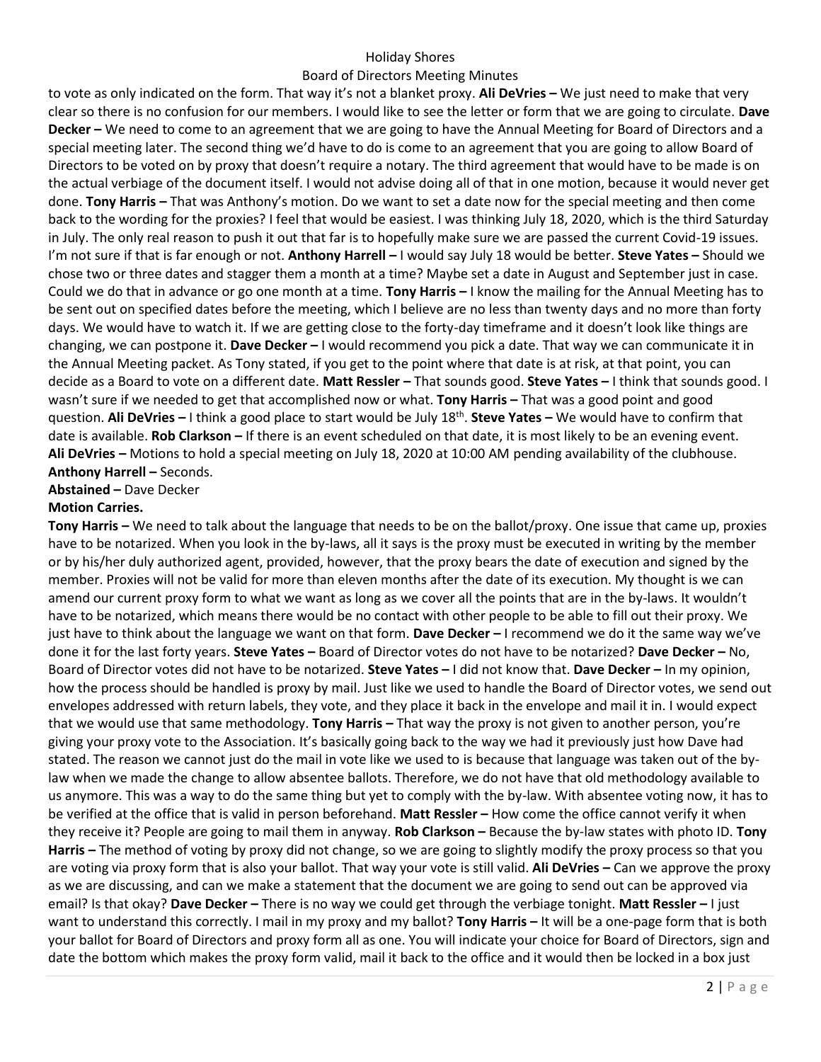to vote as only indicated on the form. That way it's not a blanket proxy. **Ali DeVries –** We just need to make that very clear so there is no confusion for our members. I would like to see the letter or form that we are going to circulate. **Dave Decker –** We need to come to an agreement that we are going to have the Annual Meeting for Board of Directors and a special meeting later. The second thing we'd have to do is come to an agreement that you are going to allow Board of Directors to be voted on by proxy that doesn't require a notary. The third agreement that would have to be made is on the actual verbiage of the document itself. I would not advise doing all of that in one motion, because it would never get done. **Tony Harris –** That was Anthony's motion. Do we want to set a date now for the special meeting and then come back to the wording for the proxies? I feel that would be easiest. I was thinking July 18, 2020, which is the third Saturday in July. The only real reason to push it out that far is to hopefully make sure we are passed the current Covid-19 issues. I'm not sure if that is far enough or not. **Anthony Harrell –** I would say July 18 would be better. **Steve Yates –** Should we chose two or three dates and stagger them a month at a time? Maybe set a date in August and September just in case. Could we do that in advance or go one month at a time. **Tony Harris –** I know the mailing for the Annual Meeting has to be sent out on specified dates before the meeting, which I believe are no less than twenty days and no more than forty days. We would have to watch it. If we are getting close to the forty-day timeframe and it doesn't look like things are changing, we can postpone it. **Dave Decker –** I would recommend you pick a date. That way we can communicate it in the Annual Meeting packet. As Tony stated, if you get to the point where that date is at risk, at that point, you can decide as a Board to vote on a different date. **Matt Ressler –** That sounds good. **Steve Yates –** I think that sounds good. I wasn't sure if we needed to get that accomplished now or what. **Tony Harris –** That was a good point and good question. **Ali DeVries –** I think a good place to start would be July 18th. **Steve Yates –** We would have to confirm that date is available. **Rob Clarkson –** If there is an event scheduled on that date, it is most likely to be an evening event. **Ali DeVries –** Motions to hold a special meeting on July 18, 2020 at 10:00 AM pending availability of the clubhouse. **Anthony Harrell –** Seconds.

**Abstained –** Dave Decker

**Motion Carries.**

**Tony Harris –** We need to talk about the language that needs to be on the ballot/proxy. One issue that came up, proxies have to be notarized. When you look in the by-laws, all it says is the proxy must be executed in writing by the member or by his/her duly authorized agent, provided, however, that the proxy bears the date of execution and signed by the member. Proxies will not be valid for more than eleven months after the date of its execution. My thought is we can amend our current proxy form to what we want as long as we cover all the points that are in the by-laws. It wouldn't have to be notarized, which means there would be no contact with other people to be able to fill out their proxy. We just have to think about the language we want on that form. **Dave Decker –** I recommend we do it the same way we've done it for the last forty years. **Steve Yates –** Board of Director votes do not have to be notarized? **Dave Decker –** No, Board of Director votes did not have to be notarized. **Steve Yates –** I did not know that. **Dave Decker –** In my opinion, how the process should be handled is proxy by mail. Just like we used to handle the Board of Director votes, we send out envelopes addressed with return labels, they vote, and they place it back in the envelope and mail it in. I would expect that we would use that same methodology. **Tony Harris –** That way the proxy is not given to another person, you're giving your proxy vote to the Association. It's basically going back to the way we had it previously just how Dave had stated. The reason we cannot just do the mail in vote like we used to is because that language was taken out of the by-law when we made the change to allow absentee ballots. Therefore, we do not have that old methodology available to us anymore. This was a way to do the same thing but yet to comply with the by-law. With absentee voting now, it has to be verified at the office that is valid in person beforehand. **Matt Ressler –** How come the office cannot verify it when they receive it? People are going to mail them in anyway. **Rob Clarkson –** Because the by-law states with photo ID. **Tony Harris –** The method of voting by proxy did not change, so we are going to slightly modify the proxy process so that you are voting via proxy form that is also your ballot. That way your vote is still valid. **Ali DeVries –** Can we approve the proxy as we are discussing, and can we make a statement that the document we are going to send out can be approved via email? Is that okay? **Dave Decker –** There is no way we could get through the verbiage tonight. **Matt Ressler –** I just want to understand this correctly. I mail in my proxy and my ballot? **Tony Harris –** It will be a one-page form that is both your ballot for Board of Directors and proxy form all as one. You will indicate your choice for Board of Directors, sign and date the bottom which makes the proxy form valid, mail it back to the office and it would then be locked in a box just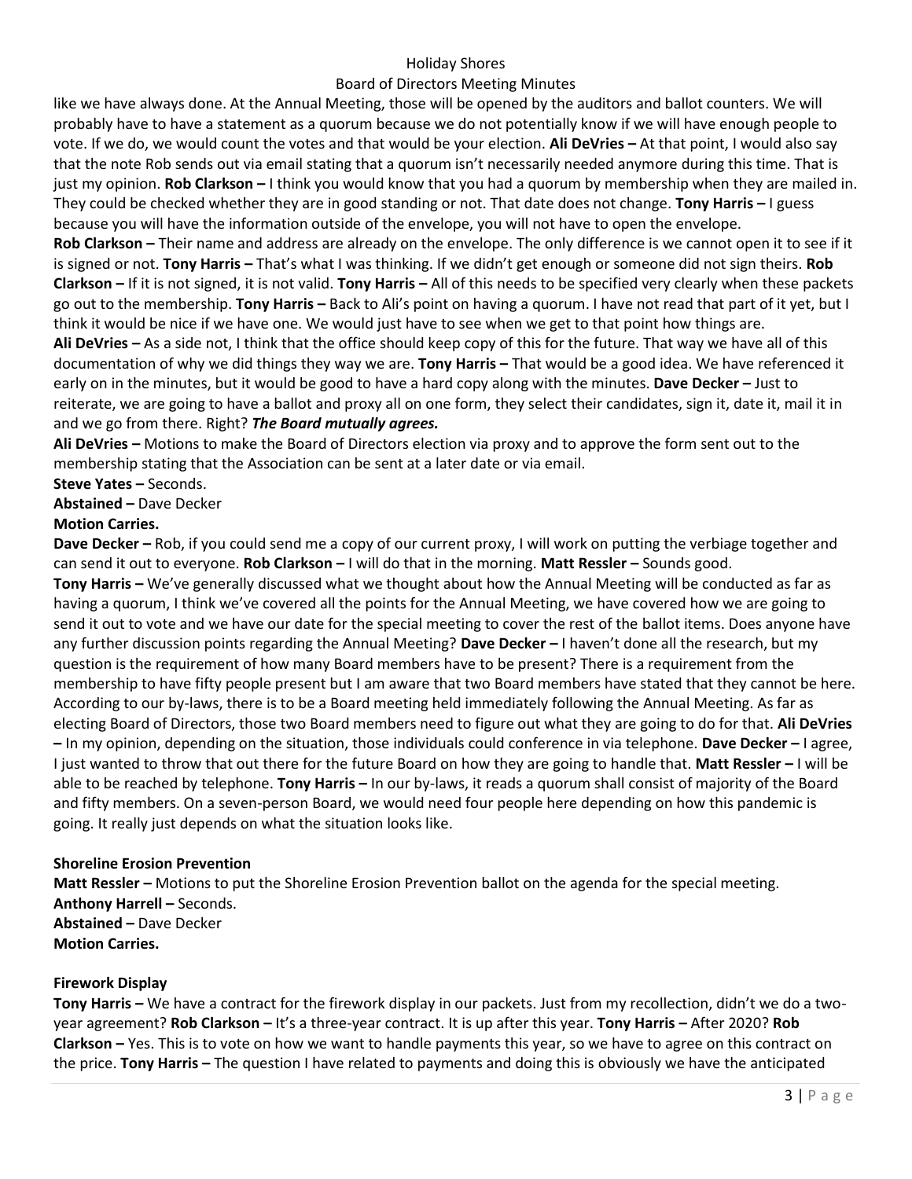like we have always done. At the Annual Meeting, those will be opened by the auditors and ballot counters. We will probably have to have a statement as a quorum because we do not potentially know if we will have enough people to vote. If we do, we would count the votes and that would be your election. **Ali DeVries –** At that point, I would also say that the note Rob sends out via email stating that a quorum isn't necessarily needed anymore during this time. That is just my opinion. **Rob Clarkson –** I think you would know that you had a quorum by membership when they are mailed in. They could be checked whether they are in good standing or not. That date does not change. **Tony Harris –** I guess because you will have the information outside of the envelope, you will not have to open the envelope.

**Rob Clarkson –** Their name and address are already on the envelope. The only difference is we cannot open it to see if it is signed or not. **Tony Harris –** That's what I was thinking. If we didn't get enough or someone did not sign theirs. **Rob Clarkson –** If it is not signed, it is not valid. **Tony Harris –** All of this needs to be specified very clearly when these packets go out to the membership. **Tony Harris –** Back to Ali's point on having a quorum. I have not read that part of it yet, but I think it would be nice if we have one. We would just have to see when we get to that point how things are.

**Ali DeVries –** As a side not, I think that the office should keep copy of this for the future. That way we have all of this documentation of why we did things they way we are. **Tony Harris –** That would be a good idea. We have referenced it early on in the minutes, but it would be good to have a hard copy along with the minutes. **Dave Decker –** Just to reiterate, we are going to have a ballot and proxy all on one form, they select their candidates, sign it, date it, mail it in and we go from there. Right? ***The Board mutually agrees.***

**Ali DeVries –** Motions to make the Board of Directors election via proxy and to approve the form sent out to the membership stating that the Association can be sent at a later date or via email.

**Steve Yates –** Seconds.

**Abstained –** Dave Decker

**Motion Carries.**

**Dave Decker –** Rob, if you could send me a copy of our current proxy, I will work on putting the verbiage together and can send it out to everyone. **Rob Clarkson –** I will do that in the morning. **Matt Ressler –** Sounds good.

**Tony Harris –** We've generally discussed what we thought about how the Annual Meeting will be conducted as far as having a quorum, I think we've covered all the points for the Annual Meeting, we have covered how we are going to send it out to vote and we have our date for the special meeting to cover the rest of the ballot items. Does anyone have any further discussion points regarding the Annual Meeting? **Dave Decker –** I haven't done all the research, but my question is the requirement of how many Board members have to be present? There is a requirement from the membership to have fifty people present but I am aware that two Board members have stated that they cannot be here. According to our by-laws, there is to be a Board meeting held immediately following the Annual Meeting. As far as electing Board of Directors, those two Board members need to figure out what they are going to do for that. **Ali DeVries –** In my opinion, depending on the situation, those individuals could conference in via telephone. **Dave Decker –** I agree, I just wanted to throw that out there for the future Board on how they are going to handle that. **Matt Ressler –** I will be able to be reached by telephone. **Tony Harris –** In our by-laws, it reads a quorum shall consist of majority of the Board and fifty members. On a seven-person Board, we would need four people here depending on how this pandemic is going. It really just depends on what the situation looks like.

**Shoreline Erosion Prevention**

**Matt Ressler –** Motions to put the Shoreline Erosion Prevention ballot on the agenda for the special meeting.

**Anthony Harrell –** Seconds.

**Abstained –** Dave Decker

**Motion Carries.**

**Firework Display**

**Tony Harris –** We have a contract for the firework display in our packets. Just from my recollection, didn't we do a two-year agreement? **Rob Clarkson –** It's a three-year contract. It is up after this year. **Tony Harris –** After 2020? **Rob Clarkson –** Yes. This is to vote on how we want to handle payments this year, so we have to agree on this contract on the price. **Tony Harris –** The question I have related to payments and doing this is obviously we have the anticipated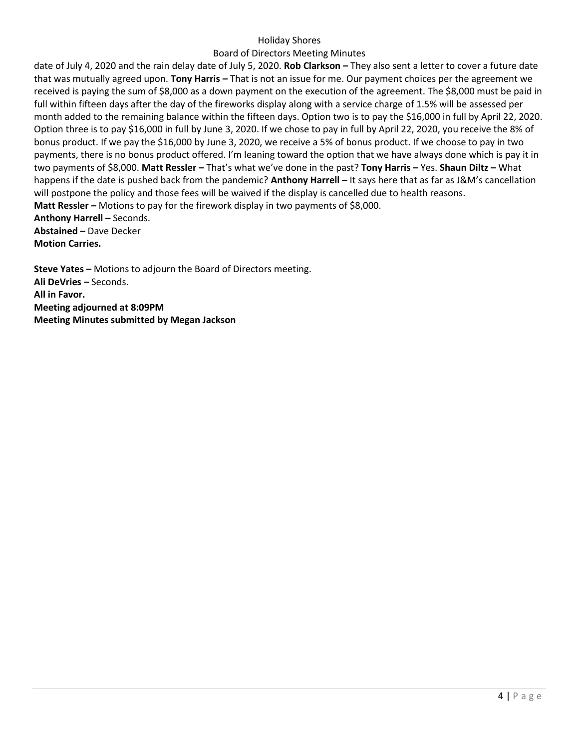date of July 4, 2020 and the rain delay date of July 5, 2020. **Rob Clarkson –** They also sent a letter to cover a future date that was mutually agreed upon. **Tony Harris –** That is not an issue for me. Our payment choices per the agreement we received is paying the sum of $8,000 as a down payment on the execution of the agreement. The $8,000 must be paid in full within fifteen days after the day of the fireworks display along with a service charge of 1.5% will be assessed per month added to the remaining balance within the fifteen days. Option two is to pay the $16,000 in full by April 22, 2020. Option three is to pay $16,000 in full by June 3, 2020. If we chose to pay in full by April 22, 2020, you receive the 8% of bonus product. If we pay the $16,000 by June 3, 2020, we receive a 5% of bonus product. If we choose to pay in two payments, there is no bonus product offered. I'm leaning toward the option that we have always done which is pay it in two payments of $8,000. **Matt Ressler –** That's what we've done in the past? **Tony Harris –** Yes. **Shaun Diltz –** What happens if the date is pushed back from the pandemic? **Anthony Harrell –** It says here that as far as J&M's cancellation will postpone the policy and those fees will be waived if the display is cancelled due to health reasons.

**Matt Ressler –** Motions to pay for the firework display in two payments of $8,000.
**Anthony Harrell –** Seconds.
**Abstained –** Dave Decker
**Motion Carries.**

**Steve Yates –** Motions to adjourn the Board of Directors meeting.
**Ali DeVries –** Seconds.
**All in Favor.**
**Meeting adjourned at 8:09PM**
**Meeting Minutes submitted by Megan Jackson**